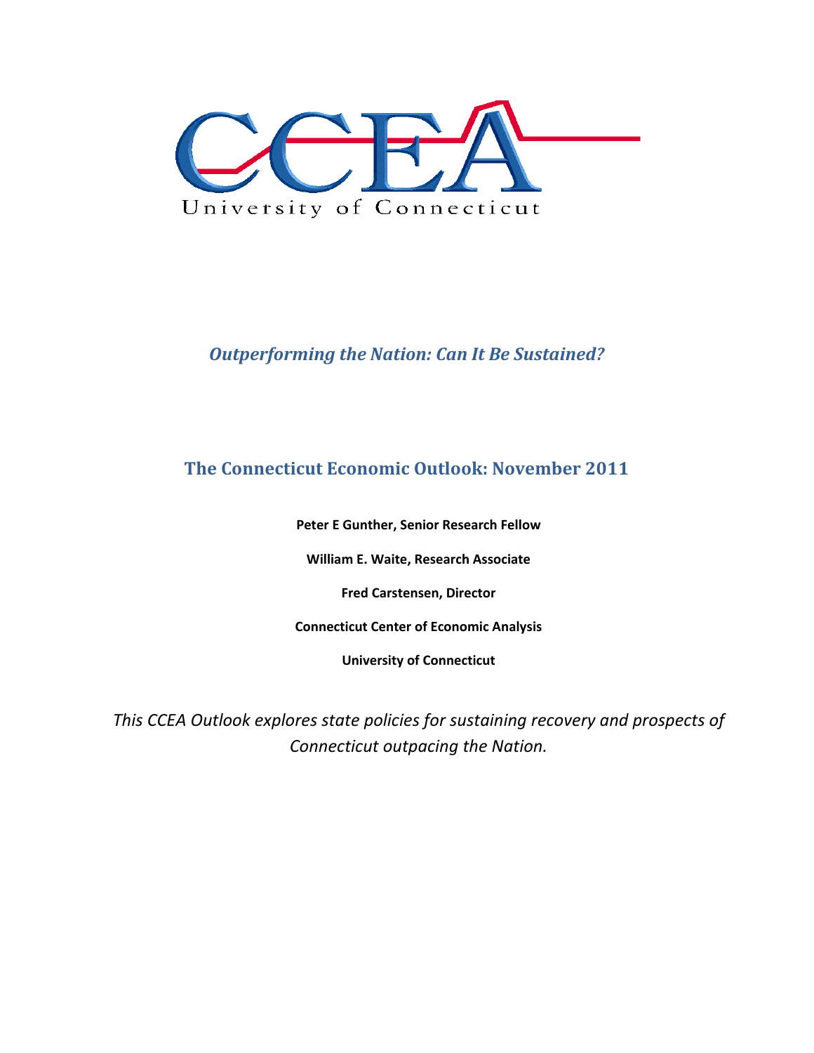CCEA

University of Connecticut

# *Outperforming the Nation: Can It Be Sustained?*

## The Connecticut Economic Outlook: November 2011

**Peter E Gunther, Senior Research Fellow**

**William E. Waite, Research Associate**

**Fred Carstensen, Director**

**Connecticut Center of Economic Analysis**

**University of Connecticut**

*This CCEA Outlook explores state policies for sustaining recovery and prospects of Connecticut outpacing the Nation.*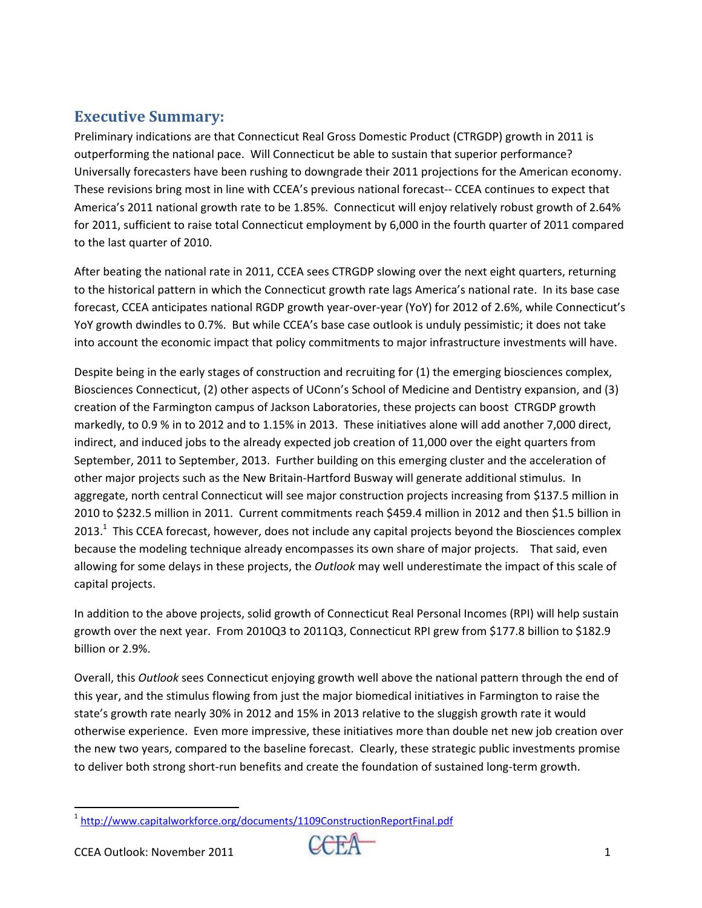## Executive Summary:

Preliminary indications are that Connecticut Real Gross Domestic Product (CTRGDP) growth in 2011 is outperforming the national pace. Will Connecticut be able to sustain that superior performance? Universally forecasters have been rushing to downgrade their 2011 projections for the American economy. These revisions bring most in line with CCEA's previous national forecast-- CCEA continues to expect that America's 2011 national growth rate to be 1.85%. Connecticut will enjoy relatively robust growth of 2.64% for 2011, sufficient to raise total Connecticut employment by 6,000 in the fourth quarter of 2011 compared to the last quarter of 2010.

After beating the national rate in 2011, CCEA sees CTRGDP slowing over the next eight quarters, returning to the historical pattern in which the Connecticut growth rate lags America's national rate. In its base case forecast, CCEA anticipates national RGDP growth year-over-year (YoY) for 2012 of 2.6%, while Connecticut's YoY growth dwindles to 0.7%. But while CCEA's base case outlook is unduly pessimistic; it does not take into account the economic impact that policy commitments to major infrastructure investments will have.

Despite being in the early stages of construction and recruiting for (1) the emerging biosciences complex, Biosciences Connecticut, (2) other aspects of UConn's School of Medicine and Dentistry expansion, and (3) creation of the Farmington campus of Jackson Laboratories, these projects can boost CTRGDP growth markedly, to 0.9 % in to 2012 and to 1.15% in 2013. These initiatives alone will add another 7,000 direct, indirect, and induced jobs to the already expected job creation of 11,000 over the eight quarters from September, 2011 to September, 2013. Further building on this emerging cluster and the acceleration of other major projects such as the New Britain-Hartford Busway will generate additional stimulus. In aggregate, north central Connecticut will see major construction projects increasing from $137.5 million in 2010 to $232.5 million in 2011. Current commitments reach $459.4 million in 2012 and then $1.5 billion in 2013.[1] This CCEA forecast, however, does not include any capital projects beyond the Biosciences complex because the modeling technique already encompasses its own share of major projects. That said, even allowing for some delays in these projects, the *Outlook* may well underestimate the impact of this scale of capital projects.

In addition to the above projects, solid growth of Connecticut Real Personal Incomes (RPI) will help sustain growth over the next year. From 2010Q3 to 2011Q3, Connecticut RPI grew from $177.8 billion to $182.9 billion or 2.9%.

Overall, this *Outlook* sees Connecticut enjoying growth well above the national pattern through the end of this year, and the stimulus flowing from just the major biomedical initiatives in Farmington to raise the state's growth rate nearly 30% in 2012 and 15% in 2013 relative to the sluggish growth rate it would otherwise experience. Even more impressive, these initiatives more than double net new job creation over the new two years, compared to the baseline forecast. Clearly, these strategic public investments promise to deliver both strong short-run benefits and create the foundation of sustained long-term growth.

---

[1] http://www.capitalworkforce.org/documents/1109ConstructionReportFinal.pdf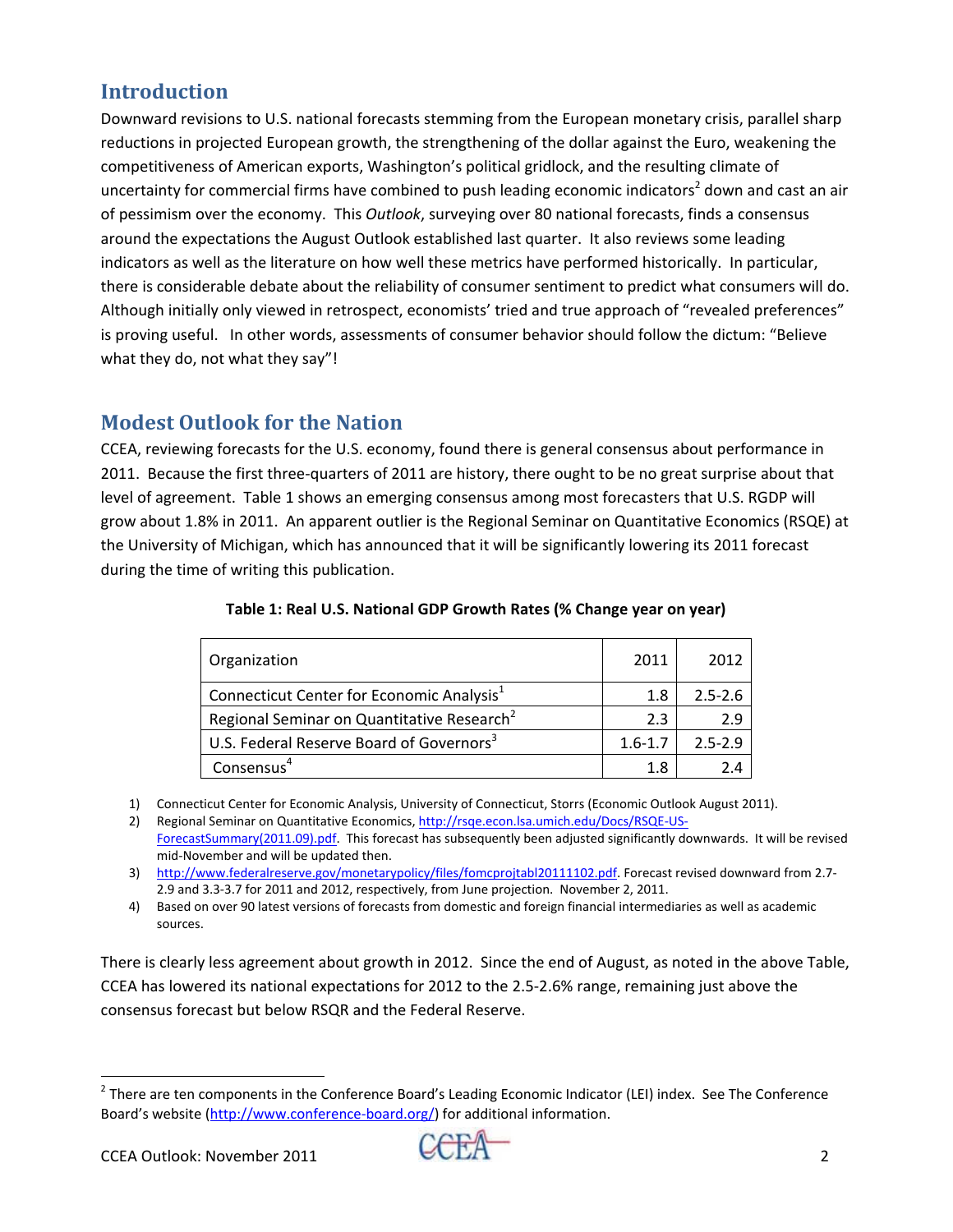## Introduction

Downward revisions to U.S. national forecasts stemming from the European monetary crisis, parallel sharp reductions in projected European growth, the strengthening of the dollar against the Euro, weakening the competitiveness of American exports, Washington's political gridlock, and the resulting climate of uncertainty for commercial firms have combined to push leading economic indicators[2] down and cast an air of pessimism over the economy. This *Outlook*, surveying over 80 national forecasts, finds a consensus around the expectations the August Outlook established last quarter. It also reviews some leading indicators as well as the literature on how well these metrics have performed historically. In particular, there is considerable debate about the reliability of consumer sentiment to predict what consumers will do. Although initially only viewed in retrospect, economists' tried and true approach of "revealed preferences" is proving useful. In other words, assessments of consumer behavior should follow the dictum: "Believe what they do, not what they say"!

## Modest Outlook for the Nation

CCEA, reviewing forecasts for the U.S. economy, found there is general consensus about performance in 2011. Because the first three-quarters of 2011 are history, there ought to be no great surprise about that level of agreement. Table 1 shows an emerging consensus among most forecasters that U.S. RGDP will grow about 1.8% in 2011. An apparent outlier is the Regional Seminar on Quantitative Economics (RSQE) at the University of Michigan, which has announced that it will be significantly lowering its 2011 forecast during the time of writing this publication.

**Table 1: Real U.S. National GDP Growth Rates (% Change year on year)**

| Organization | 2011 | 2012 |
|---|---|---|
| Connecticut Center for Economic Analysis[1] | 1.8 | 2.5-2.6 |
| Regional Seminar on Quantitative Research[2] | 2.3 | 2.9 |
| U.S. Federal Reserve Board of Governors[3] | 1.6-1.7 | 2.5-2.9 |
| Consensus[4] | 1.8 | 2.4 |

1) Connecticut Center for Economic Analysis, University of Connecticut, Storrs (Economic Outlook August 2011).
2) Regional Seminar on Quantitative Economics, http://rsqe.econ.lsa.umich.edu/Docs/RSQE-US-ForecastSummary(2011.09).pdf. This forecast has subsequently been adjusted significantly downwards. It will be revised mid-November and will be updated then.
3) http://www.federalreserve.gov/monetarypolicy/files/fomcprojtabl20111102.pdf. Forecast revised downward from 2.7-2.9 and 3.3-3.7 for 2011 and 2012, respectively, from June projection. November 2, 2011.
4) Based on over 90 latest versions of forecasts from domestic and foreign financial intermediaries as well as academic sources.

There is clearly less agreement about growth in 2012. Since the end of August, as noted in the above Table, CCEA has lowered its national expectations for 2012 to the 2.5-2.6% range, remaining just above the consensus forecast but below RSQR and the Federal Reserve.

[2] There are ten components in the Conference Board's Leading Economic Indicator (LEI) index. See The Conference Board's website (http://www.conference-board.org/) for additional information.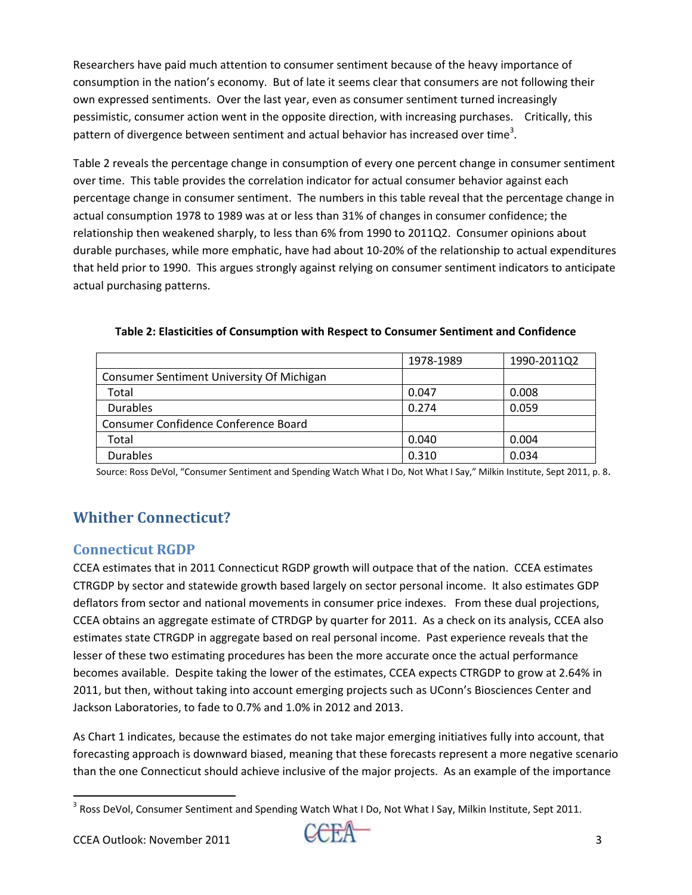Researchers have paid much attention to consumer sentiment because of the heavy importance of consumption in the nation's economy. But of late it seems clear that consumers are not following their own expressed sentiments. Over the last year, even as consumer sentiment turned increasingly pessimistic, consumer action went in the opposite direction, with increasing purchases. Critically, this pattern of divergence between sentiment and actual behavior has increased over time[3].

Table 2 reveals the percentage change in consumption of every one percent change in consumer sentiment over time. This table provides the correlation indicator for actual consumer behavior against each percentage change in consumer sentiment. The numbers in this table reveal that the percentage change in actual consumption 1978 to 1989 was at or less than 31% of changes in consumer confidence; the relationship then weakened sharply, to less than 6% from 1990 to 2011Q2. Consumer opinions about durable purchases, while more emphatic, have had about 10-20% of the relationship to actual expenditures that held prior to 1990. This argues strongly against relying on consumer sentiment indicators to anticipate actual purchasing patterns.

**Table 2: Elasticities of Consumption with Respect to Consumer Sentiment and Confidence**

| | 1978-1989 | 1990-2011Q2 |
|---|---|---|
| Consumer Sentiment University Of Michigan | | |
| Total | 0.047 | 0.008 |
| Durables | 0.274 | 0.059 |
| Consumer Confidence Conference Board | | |
| Total | 0.040 | 0.004 |
| Durables | 0.310 | 0.034 |

Source: Ross DeVol, "Consumer Sentiment and Spending Watch What I Do, Not What I Say," Milkin Institute, Sept 2011, p. 8.

## Whither Connecticut?

### Connecticut RGDP

CCEA estimates that in 2011 Connecticut RGDP growth will outpace that of the nation. CCEA estimates CTRGDP by sector and statewide growth based largely on sector personal income. It also estimates GDP deflators from sector and national movements in consumer price indexes. From these dual projections, CCEA obtains an aggregate estimate of CTRDGP by quarter for 2011. As a check on its analysis, CCEA also estimates state CTRGDP in aggregate based on real personal income. Past experience reveals that the lesser of these two estimating procedures has been the more accurate once the actual performance becomes available. Despite taking the lower of the estimates, CCEA expects CTRGDP to grow at 2.64% in 2011, but then, without taking into account emerging projects such as UConn's Biosciences Center and Jackson Laboratories, to fade to 0.7% and 1.0% in 2012 and 2013.

As Chart 1 indicates, because the estimates do not take major emerging initiatives fully into account, that forecasting approach is downward biased, meaning that these forecasts represent a more negative scenario than the one Connecticut should achieve inclusive of the major projects. As an example of the importance

[3] Ross DeVol, Consumer Sentiment and Spending Watch What I Do, Not What I Say, Milkin Institute, Sept 2011.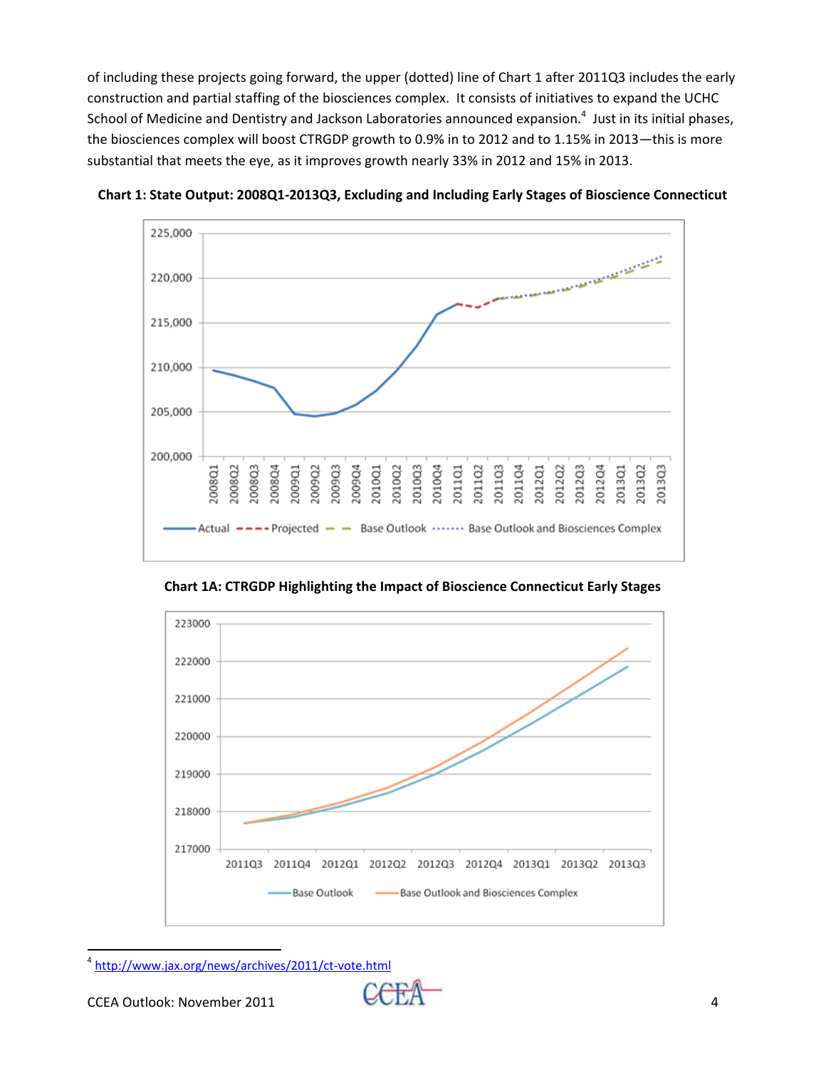of including these projects going forward, the upper (dotted) line of Chart 1 after 2011Q3 includes the early construction and partial staffing of the biosciences complex. It consists of initiatives to expand the UCHC School of Medicine and Dentistry and Jackson Laboratories announced expansion.[4] Just in its initial phases, the biosciences complex will boost CTRGDP growth to 0.9% in to 2012 and to 1.15% in 2013—this is more substantial that meets the eye, as it improves growth nearly 33% in 2012 and 15% in 2013.

**Chart 1: State Output: 2008Q1-2013Q3, Excluding and Including Early Stages of Bioscience Connecticut**

**Chart 1A: CTRGDP Highlighting the Impact of Bioscience Connecticut Early Stages**

[4] http://www.jax.org/news/archives/2011/ct-vote.html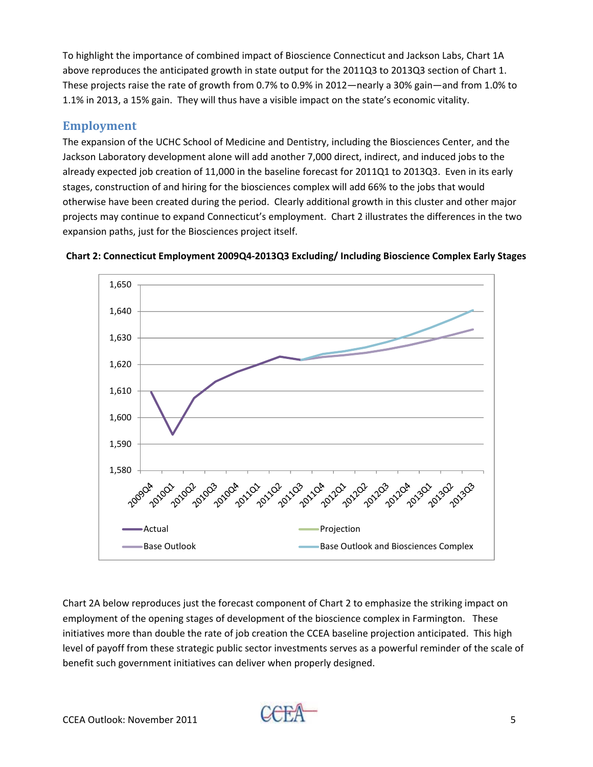To highlight the importance of combined impact of Bioscience Connecticut and Jackson Labs, Chart 1A above reproduces the anticipated growth in state output for the 2011Q3 to 2013Q3 section of Chart 1. These projects raise the rate of growth from 0.7% to 0.9% in 2012—nearly a 30% gain—and from 1.0% to 1.1% in 2013, a 15% gain. They will thus have a visible impact on the state's economic vitality.

## Employment

The expansion of the UCHC School of Medicine and Dentistry, including the Biosciences Center, and the Jackson Laboratory development alone will add another 7,000 direct, indirect, and induced jobs to the already expected job creation of 11,000 in the baseline forecast for 2011Q1 to 2013Q3. Even in its early stages, construction of and hiring for the biosciences complex will add 66% to the jobs that would otherwise have been created during the period. Clearly additional growth in this cluster and other major projects may continue to expand Connecticut's employment. Chart 2 illustrates the differences in the two expansion paths, just for the Biosciences project itself.

**Chart 2: Connecticut Employment 2009Q4-2013Q3 Excluding/ Including Bioscience Complex Early Stages**

Chart 2A below reproduces just the forecast component of Chart 2 to emphasize the striking impact on employment of the opening stages of development of the bioscience complex in Farmington. These initiatives more than double the rate of job creation the CCEA baseline projection anticipated. This high level of payoff from these strategic public sector investments serves as a powerful reminder of the scale of benefit such government initiatives can deliver when properly designed.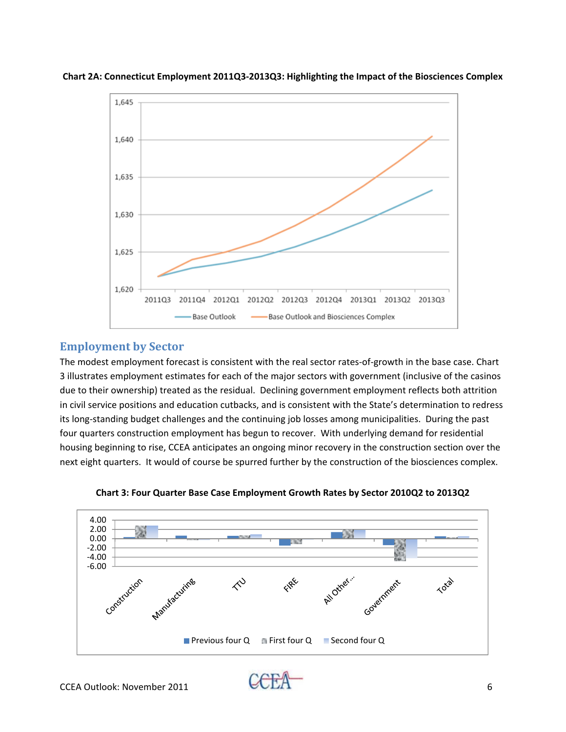**Chart 2A: Connecticut Employment 2011Q3-2013Q3: Highlighting the Impact of the Biosciences Complex**

## Employment by Sector

The modest employment forecast is consistent with the real sector rates-of-growth in the base case. Chart 3 illustrates employment estimates for each of the major sectors with government (inclusive of the casinos due to their ownership) treated as the residual. Declining government employment reflects both attrition in civil service positions and education cutbacks, and is consistent with the State's determination to redress its long-standing budget challenges and the continuing job losses among municipalities. During the past four quarters construction employment has begun to recover. With underlying demand for residential housing beginning to rise, CCEA anticipates an ongoing minor recovery in the construction section over the next eight quarters. It would of course be spurred further by the construction of the biosciences complex.

**Chart 3: Four Quarter Base Case Employment Growth Rates by Sector 2010Q2 to 2013Q2**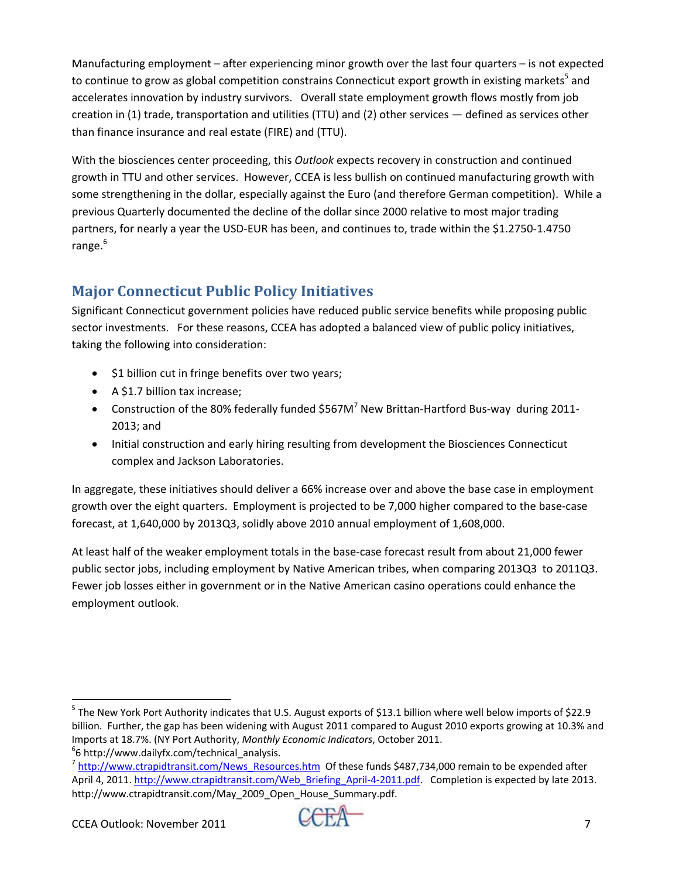Manufacturing employment – after experiencing minor growth over the last four quarters – is not expected to continue to grow as global competition constrains Connecticut export growth in existing markets[5] and accelerates innovation by industry survivors. Overall state employment growth flows mostly from job creation in (1) trade, transportation and utilities (TTU) and (2) other services — defined as services other than finance insurance and real estate (FIRE) and (TTU).

With the biosciences center proceeding, this *Outlook* expects recovery in construction and continued growth in TTU and other services. However, CCEA is less bullish on continued manufacturing growth with some strengthening in the dollar, especially against the Euro (and therefore German competition). While a previous Quarterly documented the decline of the dollar since 2000 relative to most major trading partners, for nearly a year the USD-EUR has been, and continues to, trade within the $1.2750-1.4750 range.[6]

## Major Connecticut Public Policy Initiatives

Significant Connecticut government policies have reduced public service benefits while proposing public sector investments. For these reasons, CCEA has adopted a balanced view of public policy initiatives, taking the following into consideration:

- $1 billion cut in fringe benefits over two years;
- A $1.7 billion tax increase;
- Construction of the 80% federally funded $567M[7] New Brittan-Hartford Bus-way during 2011-2013; and
- Initial construction and early hiring resulting from development the Biosciences Connecticut complex and Jackson Laboratories.

In aggregate, these initiatives should deliver a 66% increase over and above the base case in employment growth over the eight quarters. Employment is projected to be 7,000 higher compared to the base-case forecast, at 1,640,000 by 2013Q3, solidly above 2010 annual employment of 1,608,000.

At least half of the weaker employment totals in the base-case forecast result from about 21,000 fewer public sector jobs, including employment by Native American tribes, when comparing 2013Q3 to 2011Q3. Fewer job losses either in government or in the Native American casino operations could enhance the employment outlook.

---

[5] The New York Port Authority indicates that U.S. August exports of $13.1 billion where well below imports of $22.9 billion. Further, the gap has been widening with August 2011 compared to August 2010 exports growing at 10.3% and Imports at 18.7%. (NY Port Authority, *Monthly Economic Indicators*, October 2011.

[6] 6 http://www.dailyfx.com/technical_analysis.

[7] http://www.ctrapidtransit.com/News_Resources.htm Of these funds $487,734,000 remain to be expended after April 4, 2011. http://www.ctrapidtransit.com/Web_Briefing_April-4-2011.pdf. Completion is expected by late 2013. http://www.ctrapidtransit.com/May_2009_Open_House_Summary.pdf.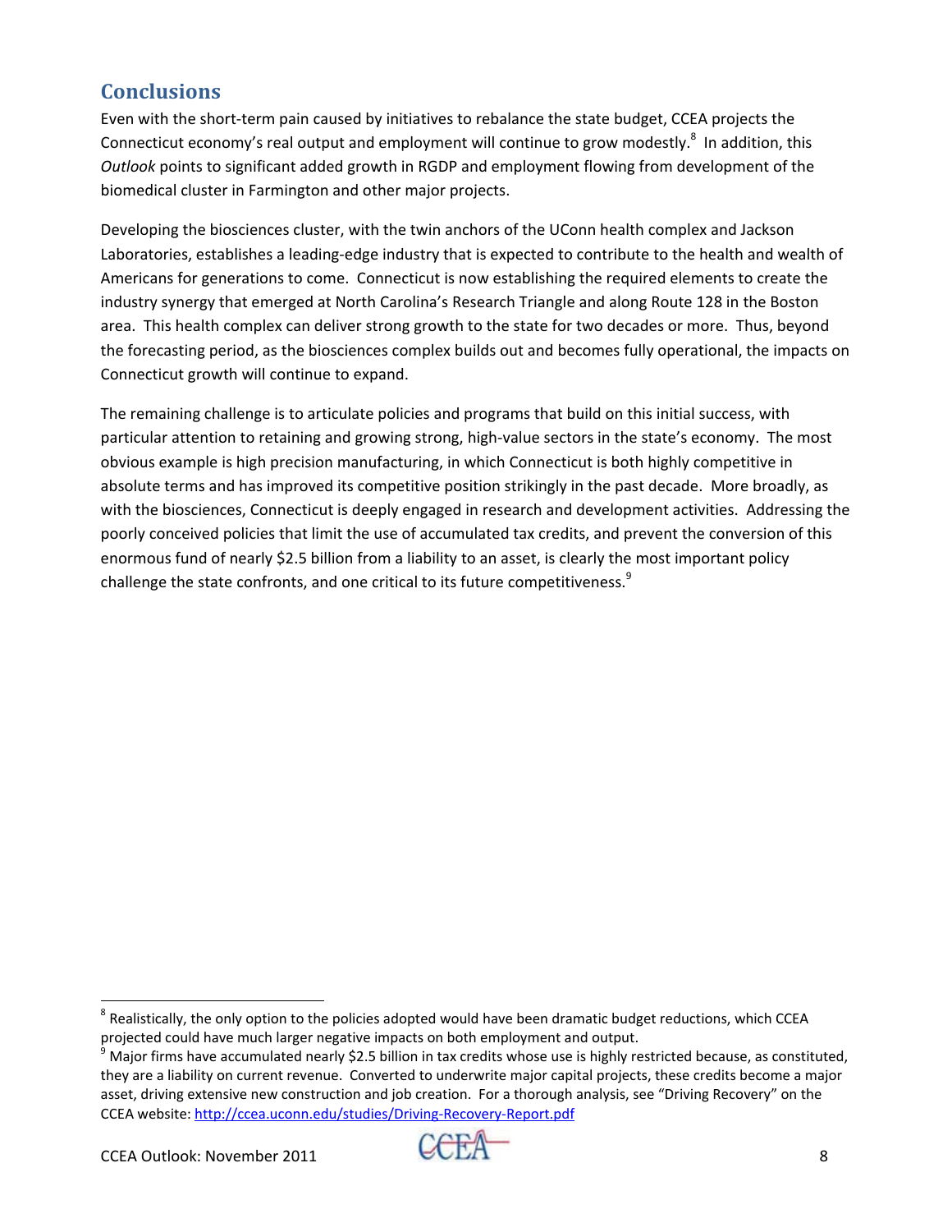## Conclusions

Even with the short-term pain caused by initiatives to rebalance the state budget, CCEA projects the Connecticut economy's real output and employment will continue to grow modestly.[8] In addition, this *Outlook* points to significant added growth in RGDP and employment flowing from development of the biomedical cluster in Farmington and other major projects.

Developing the biosciences cluster, with the twin anchors of the UConn health complex and Jackson Laboratories, establishes a leading-edge industry that is expected to contribute to the health and wealth of Americans for generations to come. Connecticut is now establishing the required elements to create the industry synergy that emerged at North Carolina's Research Triangle and along Route 128 in the Boston area. This health complex can deliver strong growth to the state for two decades or more. Thus, beyond the forecasting period, as the biosciences complex builds out and becomes fully operational, the impacts on Connecticut growth will continue to expand.

The remaining challenge is to articulate policies and programs that build on this initial success, with particular attention to retaining and growing strong, high-value sectors in the state's economy. The most obvious example is high precision manufacturing, in which Connecticut is both highly competitive in absolute terms and has improved its competitive position strikingly in the past decade. More broadly, as with the biosciences, Connecticut is deeply engaged in research and development activities. Addressing the poorly conceived policies that limit the use of accumulated tax credits, and prevent the conversion of this enormous fund of nearly $2.5 billion from a liability to an asset, is clearly the most important policy challenge the state confronts, and one critical to its future competitiveness.[9]

---

[8] Realistically, the only option to the policies adopted would have been dramatic budget reductions, which CCEA projected could have much larger negative impacts on both employment and output.

[9] Major firms have accumulated nearly $2.5 billion in tax credits whose use is highly restricted because, as constituted, they are a liability on current revenue. Converted to underwrite major capital projects, these credits become a major asset, driving extensive new construction and job creation. For a thorough analysis, see "Driving Recovery" on the CCEA website: http://ccea.uconn.edu/studies/Driving-Recovery-Report.pdf